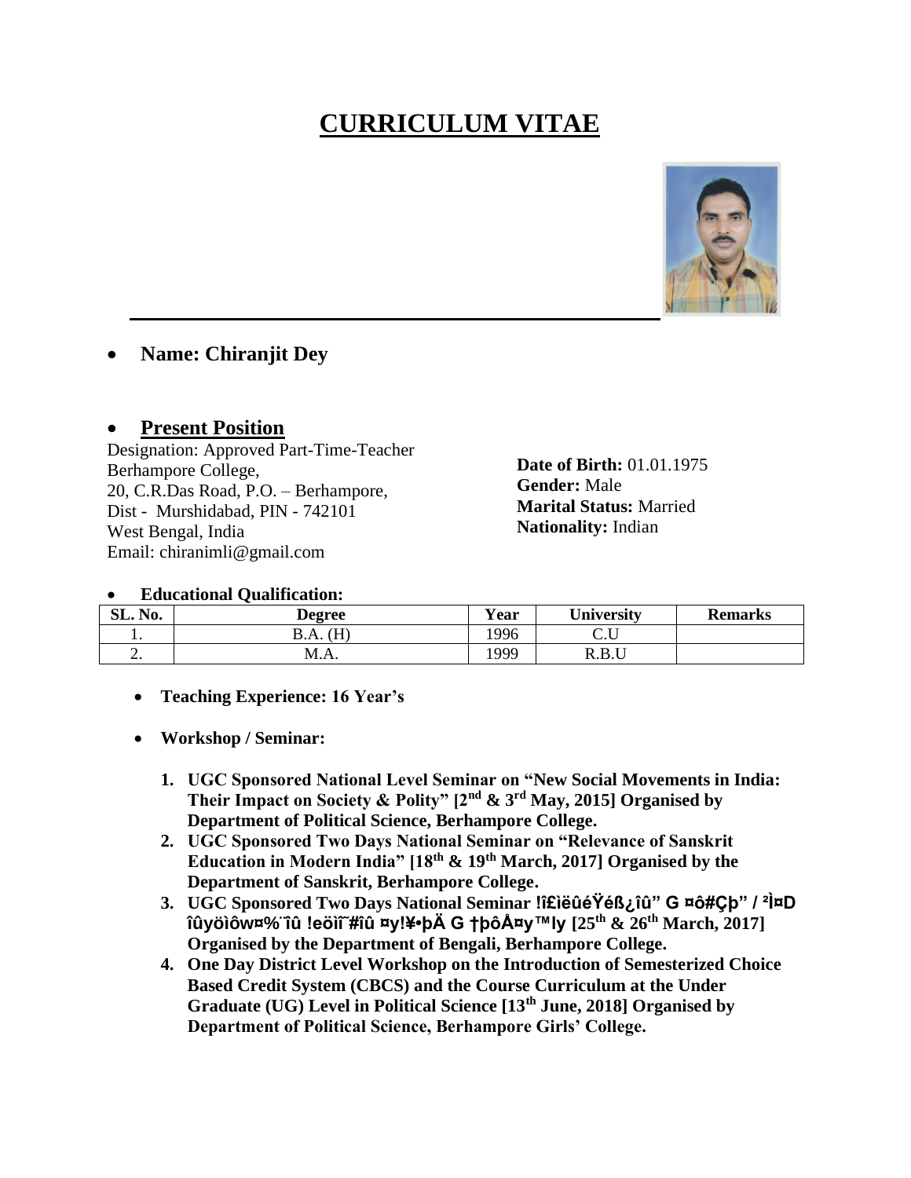# CURRICULUM VITAE

- **Name: Chiranjit Dey**

- **Present Position**

Designation: Approved Part-Time-Teacher
Berhampore College,
20, C.R.Das Road, P.O. – Berhampore,
Dist - Murshidabad, PIN - 742101
West Bengal, India
Email: chiranimli@gmail.com

**Date of Birth:** 01.01.1975
**Gender:** Male
**Marital Status:** Married
**Nationality:** Indian

- **Educational Qualification:**

| SL. No. | Degree | Year | University | Remarks |
|---|---|---|---|---|
| 1. | B.A. (H) | 1996 | C.U | |
| 2. | M.A. | 1999 | R.B.U | |

- **Teaching Experience: 16 Year's**

- **Workshop / Seminar:**

1. **UGC Sponsored National Level Seminar on "New Social Movements in India: Their Impact on Society & Polity" [2nd & 3rd May, 2015] Organised by Department of Political Science, Berhampore College.**
2. **UGC Sponsored Two Days National Seminar on "Relevance of Sanskrit Education in Modern India" [18th & 19th March, 2017] Organised by the Department of Sanskrit, Berhampore College.**
3. **UGC Sponsored Two Days National Seminar !î£ìëûéŸéß¿îû" G ¤ô#Çþ" / ²Ì¤D îûyöìôw¤%¨îû !eöìï˜#îû ¤y!¥•þÄ G †þôÅ¤y™ly [25th & 26th March, 2017] Organised by the Department of Bengali, Berhampore College.**
4. **One Day District Level Workshop on the Introduction of Semesterized Choice Based Credit System (CBCS) and the Course Curriculum at the Under Graduate (UG) Level in Political Science [13th June, 2018] Organised by Department of Political Science, Berhampore Girls' College.**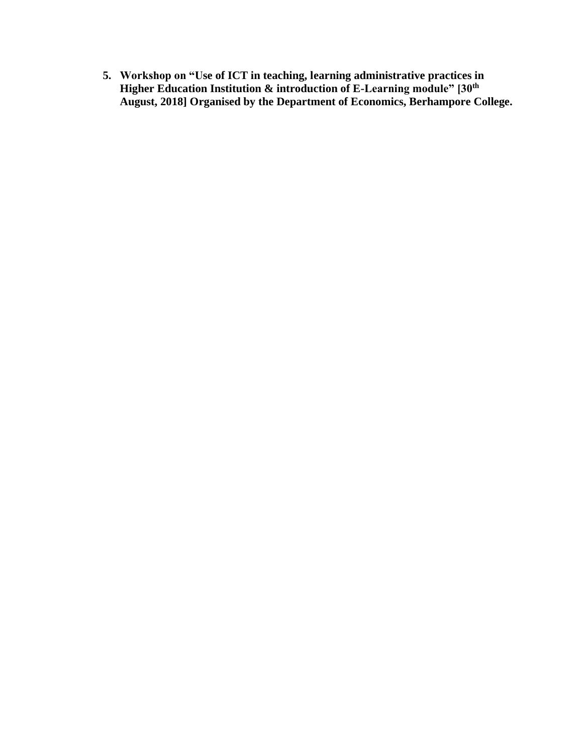5. **Workshop on "Use of ICT in teaching, learning administrative practices in Higher Education Institution & introduction of E-Learning module" [30th August, 2018] Organised by the Department of Economics, Berhampore College.**